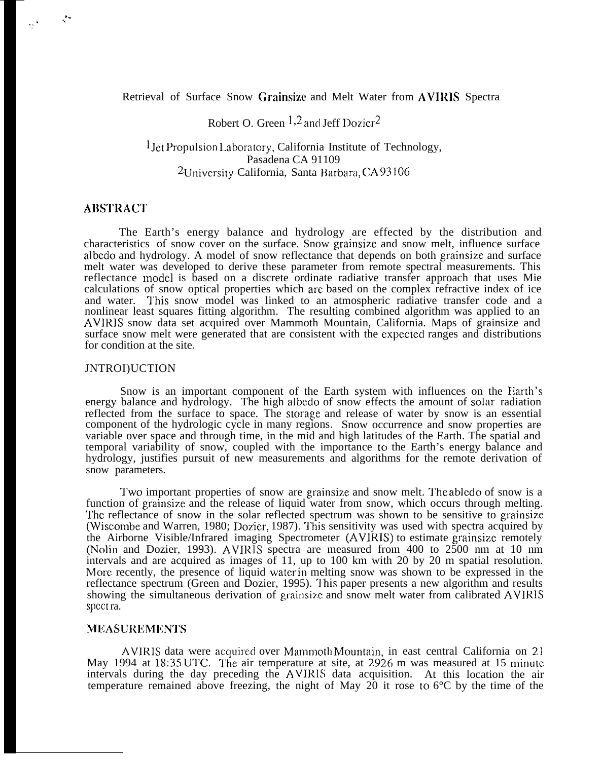# Retrieval of Surface Snow Grainsize and Melt Water from AVIRIS Spectra

Robert O. Green [1,2] and Jeff Dozier [2]

[1] Jet Propulsion Laboratory, California Institute of Technology, Pasadena CA 91109
[2] University California, Santa Barbara, CA 93106

## ABSTRACT

The Earth's energy balance and hydrology are effected by the distribution and characteristics of snow cover on the surface. Snow grainsize and snow melt, influence surface albedo and hydrology. A model of snow reflectance that depends on both grainsize and surface melt water was developed to derive these parameter from remote spectral measurements. This reflectance model is based on a discrete ordinate radiative transfer approach that uses Mie calculations of snow optical properties which are based on the complex refractive index of ice and water. This snow model was linked to an atmospheric radiative transfer code and a nonlinear least squares fitting algorithm. The resulting combined algorithm was applied to an AVIRIS snow data set acquired over Mammoth Mountain, California. Maps of grainsize and surface snow melt were generated that are consistent with the expected ranges and distributions for condition at the site.

## INTRODUCTION

Snow is an important component of the Earth system with influences on the Earth's energy balance and hydrology. The high albedo of snow effects the amount of solar radiation reflected from the surface to space. The storage and release of water by snow is an essential component of the hydrologic cycle in many regions. Snow occurrence and snow properties are variable over space and through time, in the mid and high latitudes of the Earth. The spatial and temporal variability of snow, coupled with the importance to the Earth's energy balance and hydrology, justifies pursuit of new measurements and algorithms for the remote derivation of snow parameters.

Two important properties of snow are grainsize and snow melt. The abledo of snow is a function of grainsize and the release of liquid water from snow, which occurs through melting. The reflectance of snow in the solar reflected spectrum was shown to be sensitive to grainsize (Wiscombe and Warren, 1980; Dozier, 1987). This sensitivity was used with spectra acquired by the Airborne Visible/Infrared imaging Spectrometer (AVIRIS) to estimate grainsize remotely (Nolin and Dozier, 1993). AVIRIS spectra are measured from 400 to 2500 nm at 10 nm intervals and are acquired as images of 11, up to 100 km with 20 by 20 m spatial resolution. More recently, the presence of liquid water in melting snow was shown to be expressed in the reflectance spectrum (Green and Dozier, 1995). This paper presents a new algorithm and results showing the simultaneous derivation of grainsize and snow melt water from calibrated AVIRIS spectra.

## MEASUREMENTS

AVIRIS data were acquired over Mammoth Mountain, in east central California on 21 May 1994 at 18:35 UTC. The air temperature at site, at 2926 m was measured at 15 minute intervals during the day preceding the AVIRIS data acquisition. At this location the air temperature remained above freezing, the night of May 20 it rose to 6°C by the time of the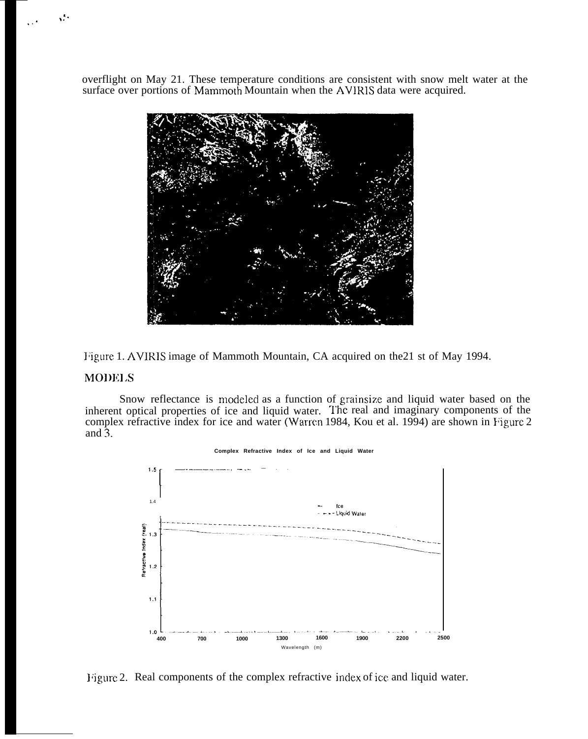overflight on May 21. These temperature conditions are consistent with snow melt water at the surface over portions of Mammoth Mountain when the AVIRIS data were acquired.

Figure 1. AVIRIS image of Mammoth Mountain, CA acquired on the21 st of May 1994.

## MODELS

Snow reflectance is modeled as a function of grainsize and liquid water based on the inherent optical properties of ice and liquid water. The real and imaginary components of the complex refractive index for ice and water (Warren 1984, Kou et al. 1994) are shown in Figure 2 and 3.

Figure 2. Real components of the complex refractive index of ice and liquid water.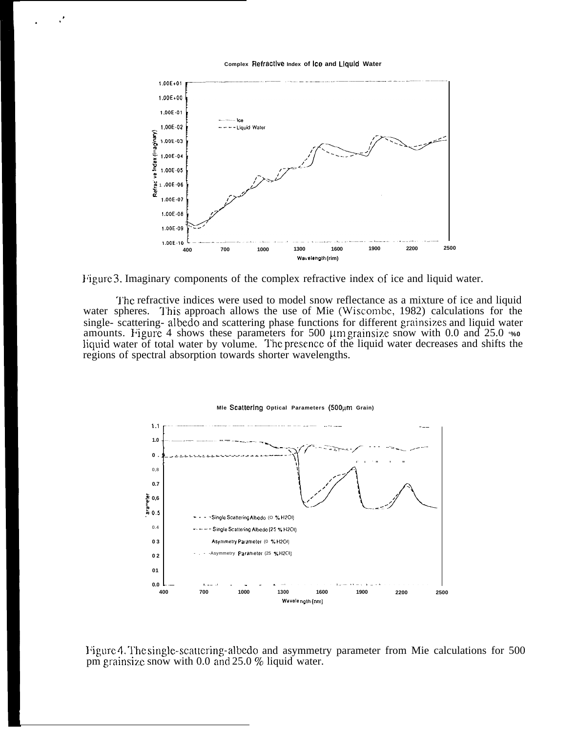Figure 3. Imaginary components of the complex refractive index of ice and liquid water.

The refractive indices were used to model snow reflectance as a mixture of ice and liquid water spheres. This approach allows the use of Mie (Wiscombe, 1982) calculations for the single- scattering- albedo and scattering phase functions for different grainsizes and liquid water amounts. Figure 4 shows these parameters for 500 μm grainsize snow with 0.0 and 25.0 % liquid water of total water by volume. The presence of the liquid water decreases and shifts the regions of spectral absorption towards shorter wavelengths.

Figure 4. The single-scattering-albedo and asymmetry parameter from Mie calculations for 500 μm grainsize snow with 0.0 and 25.0 % liquid water.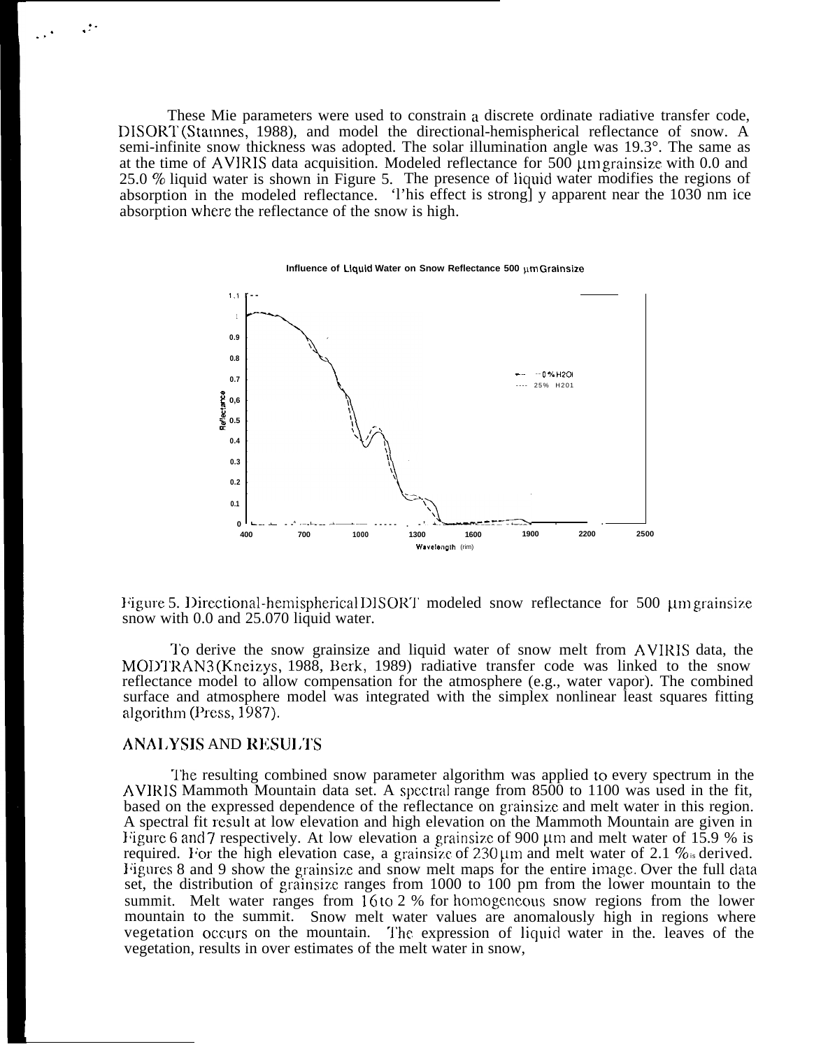These Mie parameters were used to constrain a discrete ordinate radiative transfer code, DISORT (Stamnes, 1988), and model the directional-hemispherical reflectance of snow. A semi-infinite snow thickness was adopted. The solar illumination angle was 19.3°. The same as at the time of AVIRIS data acquisition. Modeled reflectance for 500 μm grainsize with 0.0 and 25.0 % liquid water is shown in Figure 5. The presence of liquid water modifies the regions of absorption in the modeled reflectance. This effect is strongly apparent near the 1030 nm ice absorption where the reflectance of the snow is high.

Influence of Liquid Water on Snow Reflectance 500 μm Grainsize

Figure 5. Directional-hemispherical DISORT modeled snow reflectance for 500 μm grainsize snow with 0.0 and 25.0% liquid water.

To derive the snow grainsize and liquid water of snow melt from AVIRIS data, the MODTRAN3 (Kneizys, 1988, Berk, 1989) radiative transfer code was linked to the snow reflectance model to allow compensation for the atmosphere (e.g., water vapor). The combined surface and atmosphere model was integrated with the simplex nonlinear least squares fitting algorithm (Press, 1987).

## ANALYSIS AND RESULTS

The resulting combined snow parameter algorithm was applied to every spectrum in the AVIRIS Mammoth Mountain data set. A spectral range from 8500 to 1100 was used in the fit, based on the expressed dependence of the reflectance on grainsize and melt water in this region. A spectral fit result at low elevation and high elevation on the Mammoth Mountain are given in Figure 6 and 7 respectively. At low elevation a grainsize of 900 μm and melt water of 15.9 % is required. For the high elevation case, a grainsize of 230 μm and melt water of 2.1 % is derived. Figures 8 and 9 show the grainsize and snow melt maps for the entire image. Over the full data set, the distribution of grainsize ranges from 1000 to 100 pm from the lower mountain to the summit. Melt water ranges from 16 to 2 % for homogeneous snow regions from the lower mountain to the summit. Snow melt water values are anomalously high in regions where vegetation occurs on the mountain. The expression of liquid water in the. leaves of the vegetation, results in over estimates of the melt water in snow,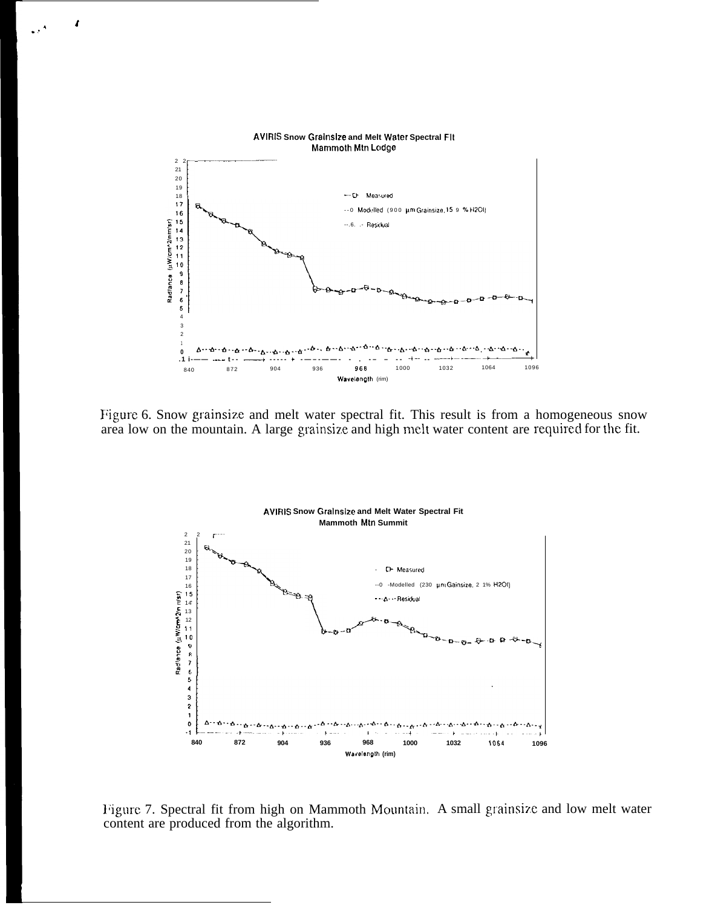Figure 6. Snow grainsize and melt water spectral fit. This result is from a homogeneous snow area low on the mountain. A large grainsize and high melt water content are required for the fit.

Figure 7. Spectral fit from high on Mammoth Mountain. A small grainsize and low melt water content are produced from the algorithm.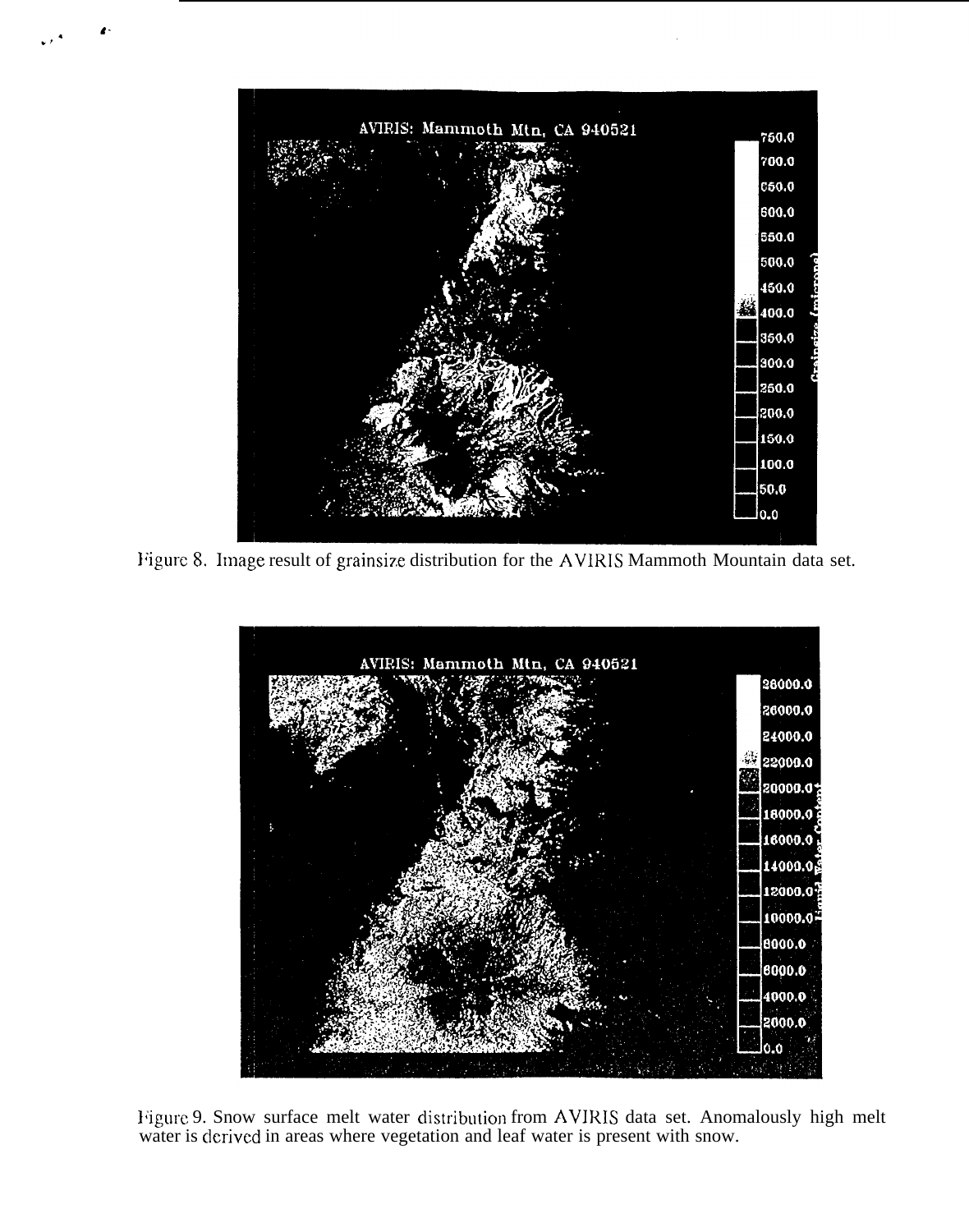Figure 8. Image result of grainsize distribution for the AVIRIS Mammoth Mountain data set.

Figure 9. Snow surface melt water distribution from AVIRIS data set. Anomalously high melt water is derived in areas where vegetation and leaf water is present with snow.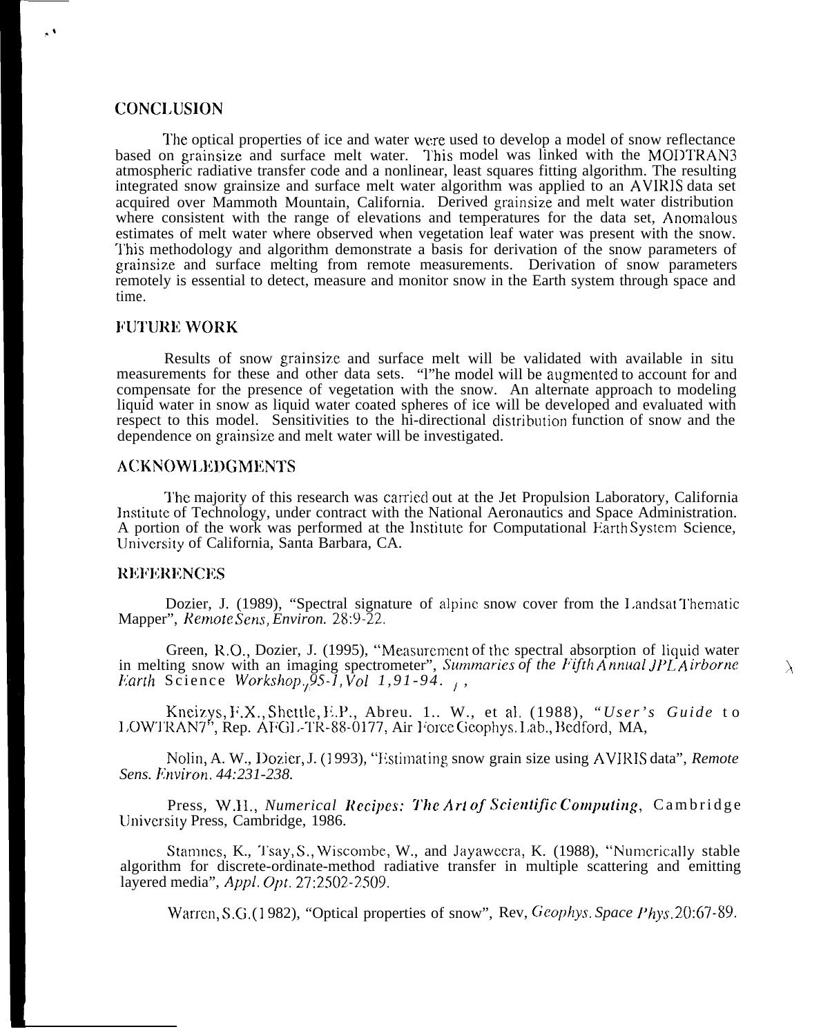## CONCLUSION

The optical properties of ice and water were used to develop a model of snow reflectance based on grainsize and surface melt water. This model was linked with the MODTRAN3 atmospheric radiative transfer code and a nonlinear, least squares fitting algorithm. The resulting integrated snow grainsize and surface melt water algorithm was applied to an AVIRIS data set acquired over Mammoth Mountain, California. Derived grainsize and melt water distribution where consistent with the range of elevations and temperatures for the data set, Anomalous estimates of melt water where observed when vegetation leaf water was present with the snow. This methodology and algorithm demonstrate a basis for derivation of the snow parameters of grainsize and surface melting from remote measurements. Derivation of snow parameters remotely is essential to detect, measure and monitor snow in the Earth system through space and time.

## FUTURE WORK

Results of snow grainsize and surface melt will be validated with available in situ measurements for these and other data sets. "The model will be augmented to account for and compensate for the presence of vegetation with the snow. An alternate approach to modeling liquid water in snow as liquid water coated spheres of ice will be developed and evaluated with respect to this model. Sensitivities to the hi-directional distribution function of snow and the dependence on grainsize and melt water will be investigated.

## ACKNOWLEDGMENTS

The majority of this research was carried out at the Jet Propulsion Laboratory, California Institute of Technology, under contract with the National Aeronautics and Space Administration. A portion of the work was performed at the Institute for Computational Earth System Science, University of California, Santa Barbara, CA.

## REFERENCES

Dozier, J. (1989), "Spectral signature of alpine snow cover from the Landsat Thematic Mapper", *Remote Sens, Environ.* 28:9-22.

Green, R.O., Dozier, J. (1995), "Measurement of the spectral absorption of liquid water in melting snow with an imaging spectrometer", *Summaries of the Fifth Annual JPL Airborne Earth* Science *Workshop, 95-1, Vol 1, 91-94.*

Kneizys, F.X., Shettle, E.P., Abreu. L. W., et al. (1988), *"User's Guide* to LOWTRAN7", Rep. AFGL-TR-88-0177, Air Force Geophys. Lab., Bedford, MA,

Nolin, A. W., Dozier, J. (1993), "Estimating snow grain size using AVIRIS data", *Remote Sens. Environ. 44:231-238.*

Press, W.H., *Numerical Recipes: The Art of Scientific Computing*, Cambridge University Press, Cambridge, 1986.

Stamnes, K., Tsay, S., Wiscombe, W., and Jayaweera, K. (1988), "Numerically stable algorithm for discrete-ordinate-method radiative transfer in multiple scattering and emitting layered media", *Appl. Opt.* 27:2502-2509.

Warren, S.G. (1982), "Optical properties of snow", Rev, *Geophys. Space Phys.* 20:67-89.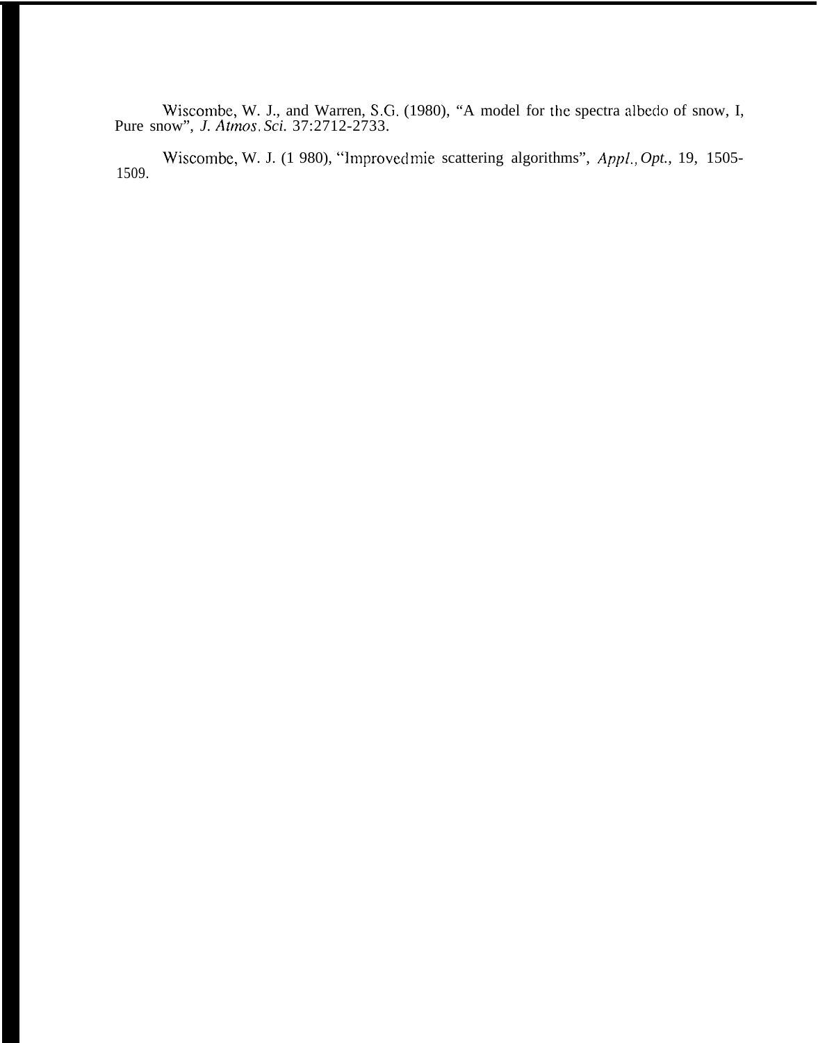Wiscombe, W. J., and Warren, S.G. (1980), "A model for the spectra albedo of snow, I, Pure snow", *J. Atmos. Sci.* 37:2712-2733.

Wiscombe, W. J. (1 980), "Improved mie scattering algorithms", *Appl., Opt.,* 19, 1505-1509.